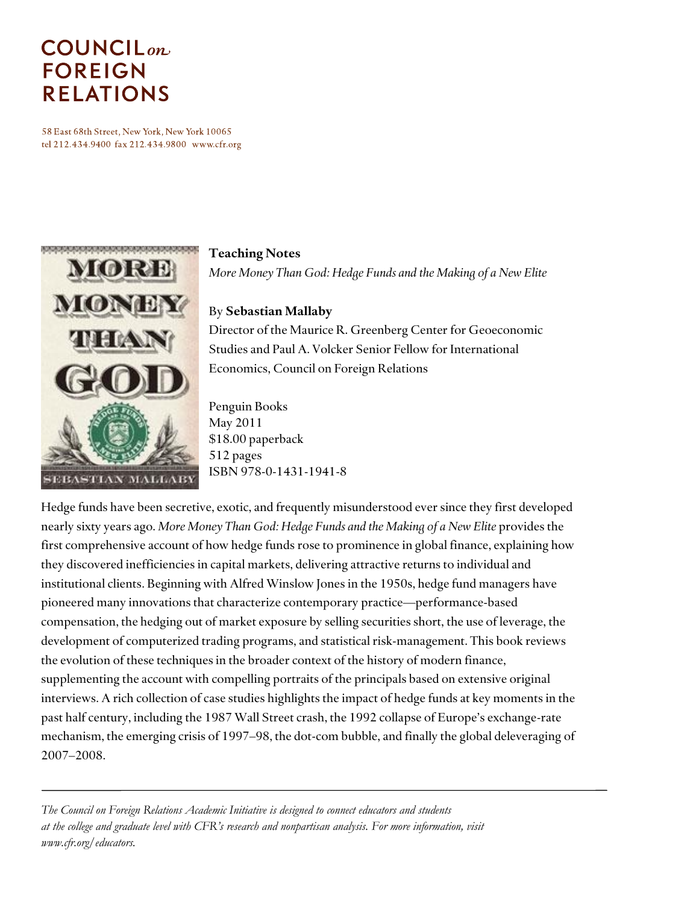# COUNCIL *on* FOREIGN RELATIONS

58 East 68th Street, New York, New York 10065
tel 212.434.9400 fax 212.434.9800 www.cfr.org

**Teaching Notes**
*More Money Than God: Hedge Funds and the Making of a New Elite*

By **Sebastian Mallaby**
Director of the Maurice R. Greenberg Center for Geoeconomic Studies and Paul A. Volcker Senior Fellow for International Economics, Council on Foreign Relations

Penguin Books
May 2011
$18.00 paperback
512 pages
ISBN 978-0-1431-1941-8

Hedge funds have been secretive, exotic, and frequently misunderstood ever since they first developed nearly sixty years ago. *More Money Than God: Hedge Funds and the Making of a New Elite* provides the first comprehensive account of how hedge funds rose to prominence in global finance, explaining how they discovered inefficiencies in capital markets, delivering attractive returns to individual and institutional clients. Beginning with Alfred Winslow Jones in the 1950s, hedge fund managers have pioneered many innovations that characterize contemporary practice—performance-based compensation, the hedging out of market exposure by selling securities short, the use of leverage, the development of computerized trading programs, and statistical risk-management. This book reviews the evolution of these techniques in the broader context of the history of modern finance, supplementing the account with compelling portraits of the principals based on extensive original interviews. A rich collection of case studies highlights the impact of hedge funds at key moments in the past half century, including the 1987 Wall Street crash, the 1992 collapse of Europe's exchange-rate mechanism, the emerging crisis of 1997–98, the dot-com bubble, and finally the global deleveraging of 2007–2008.

---

*The Council on Foreign Relations Academic Initiative is designed to connect educators and students at the college and graduate level with CFR's research and nonpartisan analysis. For more information, visit www.cfr.org/educators.*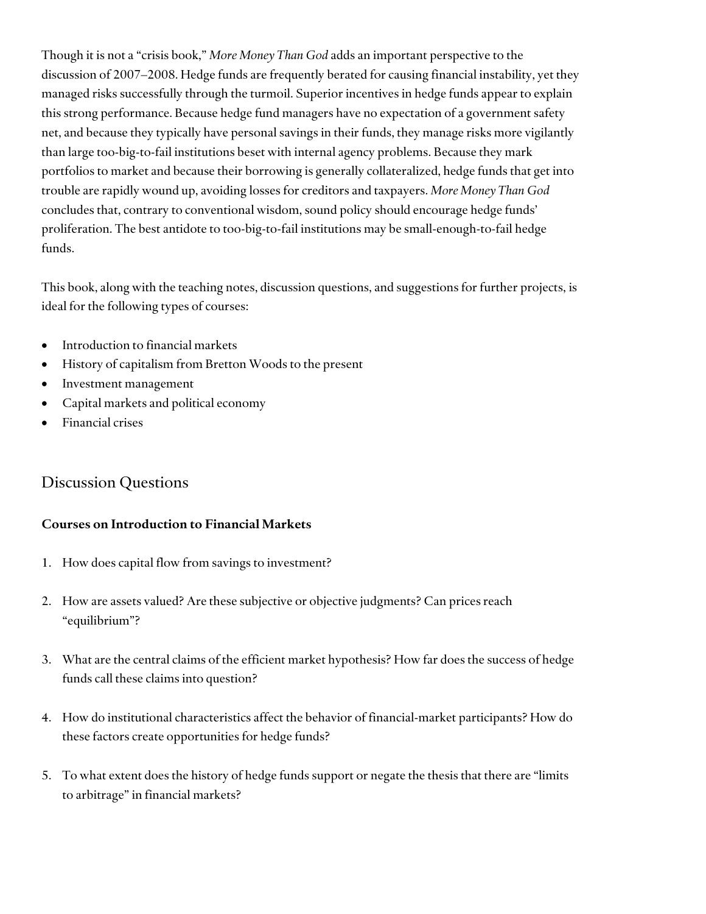Though it is not a "crisis book," *More Money Than God* adds an important perspective to the discussion of 2007–2008. Hedge funds are frequently berated for causing financial instability, yet they managed risks successfully through the turmoil. Superior incentives in hedge funds appear to explain this strong performance. Because hedge fund managers have no expectation of a government safety net, and because they typically have personal savings in their funds, they manage risks more vigilantly than large too-big-to-fail institutions beset with internal agency problems. Because they mark portfolios to market and because their borrowing is generally collateralized, hedge funds that get into trouble are rapidly wound up, avoiding losses for creditors and taxpayers. *More Money Than God* concludes that, contrary to conventional wisdom, sound policy should encourage hedge funds' proliferation. The best antidote to too-big-to-fail institutions may be small-enough-to-fail hedge funds.

This book, along with the teaching notes, discussion questions, and suggestions for further projects, is ideal for the following types of courses:

- Introduction to financial markets
- History of capitalism from Bretton Woods to the present
- Investment management
- Capital markets and political economy
- Financial crises

## Discussion Questions

### Courses on Introduction to Financial Markets

1. How does capital flow from savings to investment?

2. How are assets valued? Are these subjective or objective judgments? Can prices reach "equilibrium"?

3. What are the central claims of the efficient market hypothesis? How far does the success of hedge funds call these claims into question?

4. How do institutional characteristics affect the behavior of financial-market participants? How do these factors create opportunities for hedge funds?

5. To what extent does the history of hedge funds support or negate the thesis that there are "limits to arbitrage" in financial markets?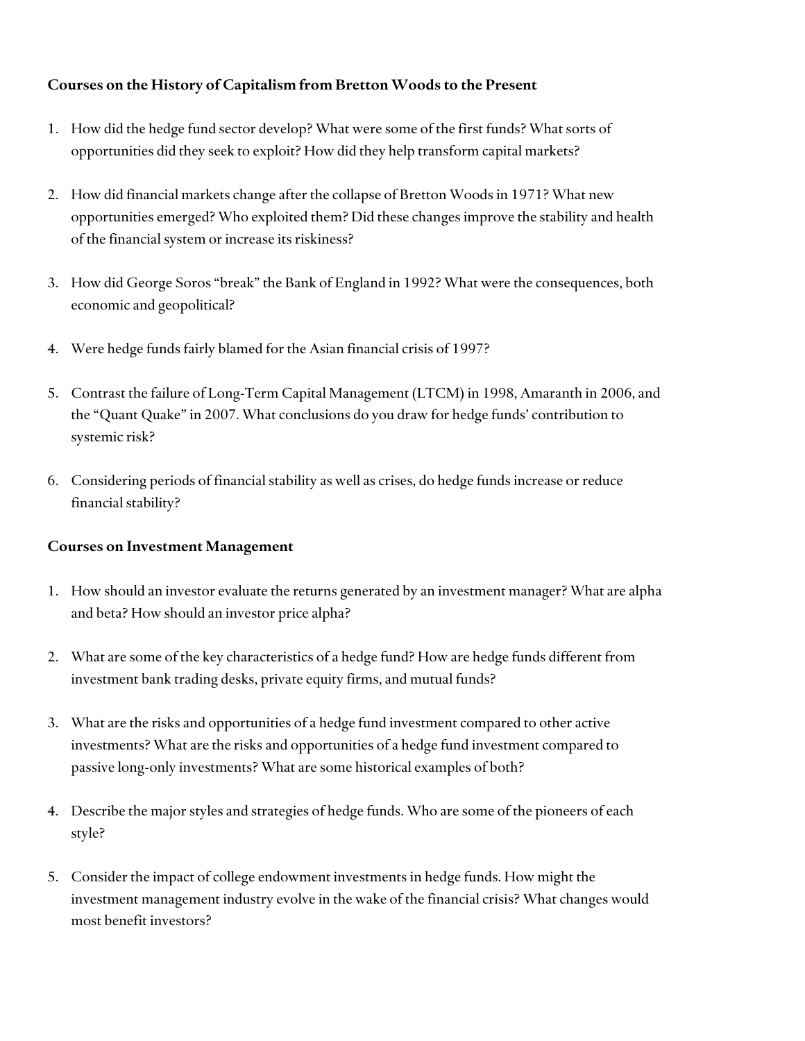**Courses on the History of Capitalism from Bretton Woods to the Present**

1. How did the hedge fund sector develop? What were some of the first funds? What sorts of opportunities did they seek to exploit? How did they help transform capital markets?

2. How did financial markets change after the collapse of Bretton Woods in 1971? What new opportunities emerged? Who exploited them? Did these changes improve the stability and health of the financial system or increase its riskiness?

3. How did George Soros "break" the Bank of England in 1992? What were the consequences, both economic and geopolitical?

4. Were hedge funds fairly blamed for the Asian financial crisis of 1997?

5. Contrast the failure of Long-Term Capital Management (LTCM) in 1998, Amaranth in 2006, and the "Quant Quake" in 2007. What conclusions do you draw for hedge funds' contribution to systemic risk?

6. Considering periods of financial stability as well as crises, do hedge funds increase or reduce financial stability?

**Courses on Investment Management**

1. How should an investor evaluate the returns generated by an investment manager? What are alpha and beta? How should an investor price alpha?

2. What are some of the key characteristics of a hedge fund? How are hedge funds different from investment bank trading desks, private equity firms, and mutual funds?

3. What are the risks and opportunities of a hedge fund investment compared to other active investments? What are the risks and opportunities of a hedge fund investment compared to passive long-only investments? What are some historical examples of both?

4. Describe the major styles and strategies of hedge funds. Who are some of the pioneers of each style?

5. Consider the impact of college endowment investments in hedge funds. How might the investment management industry evolve in the wake of the financial crisis? What changes would most benefit investors?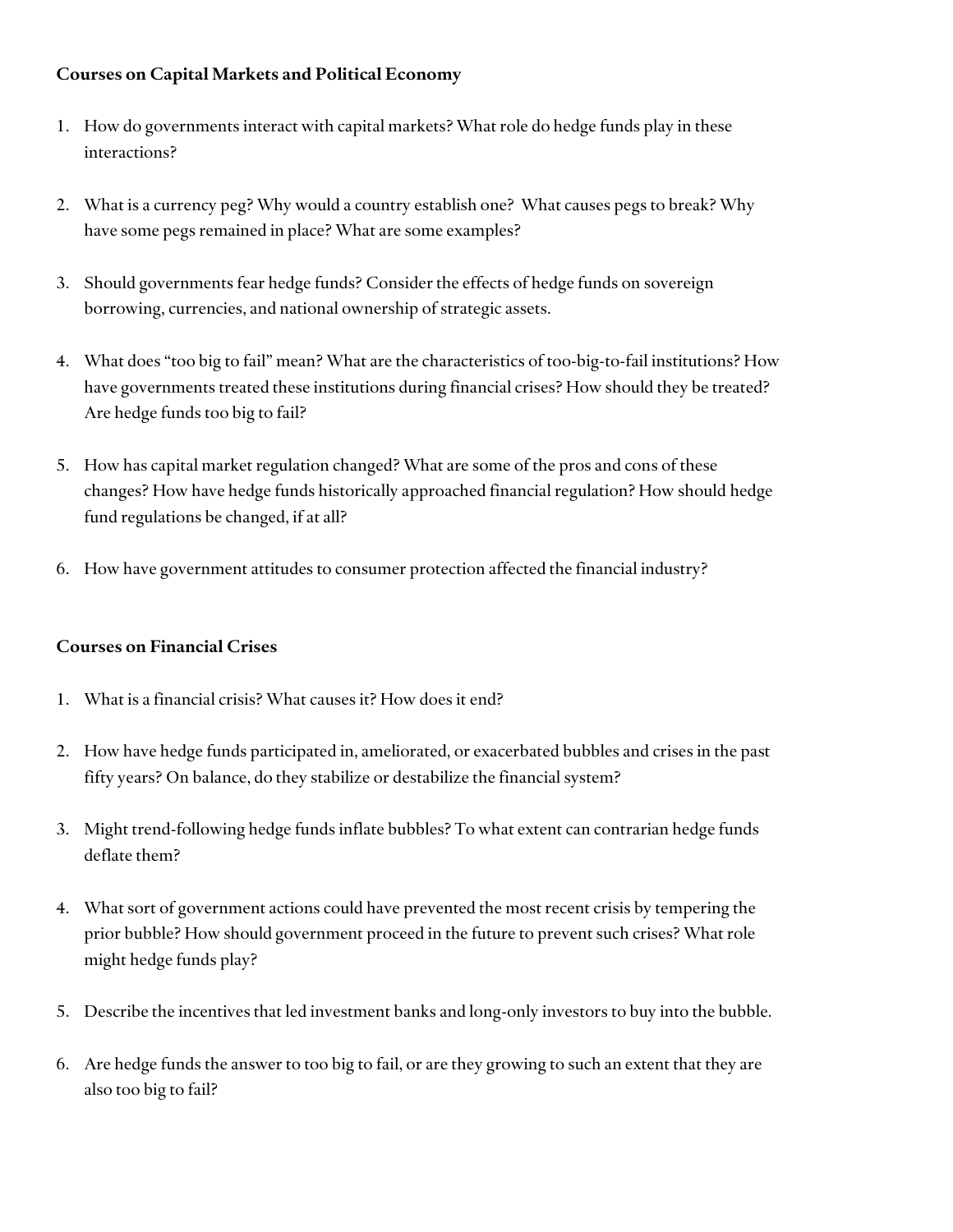**Courses on Capital Markets and Political Economy**

1. How do governments interact with capital markets? What role do hedge funds play in these interactions?

2. What is a currency peg? Why would a country establish one? What causes pegs to break? Why have some pegs remained in place? What are some examples?

3. Should governments fear hedge funds? Consider the effects of hedge funds on sovereign borrowing, currencies, and national ownership of strategic assets.

4. What does "too big to fail" mean? What are the characteristics of too-big-to-fail institutions? How have governments treated these institutions during financial crises? How should they be treated? Are hedge funds too big to fail?

5. How has capital market regulation changed? What are some of the pros and cons of these changes? How have hedge funds historically approached financial regulation? How should hedge fund regulations be changed, if at all?

6. How have government attitudes to consumer protection affected the financial industry?

**Courses on Financial Crises**

1. What is a financial crisis? What causes it? How does it end?

2. How have hedge funds participated in, ameliorated, or exacerbated bubbles and crises in the past fifty years? On balance, do they stabilize or destabilize the financial system?

3. Might trend-following hedge funds inflate bubbles? To what extent can contrarian hedge funds deflate them?

4. What sort of government actions could have prevented the most recent crisis by tempering the prior bubble? How should government proceed in the future to prevent such crises? What role might hedge funds play?

5. Describe the incentives that led investment banks and long-only investors to buy into the bubble.

6. Are hedge funds the answer to too big to fail, or are they growing to such an extent that they are also too big to fail?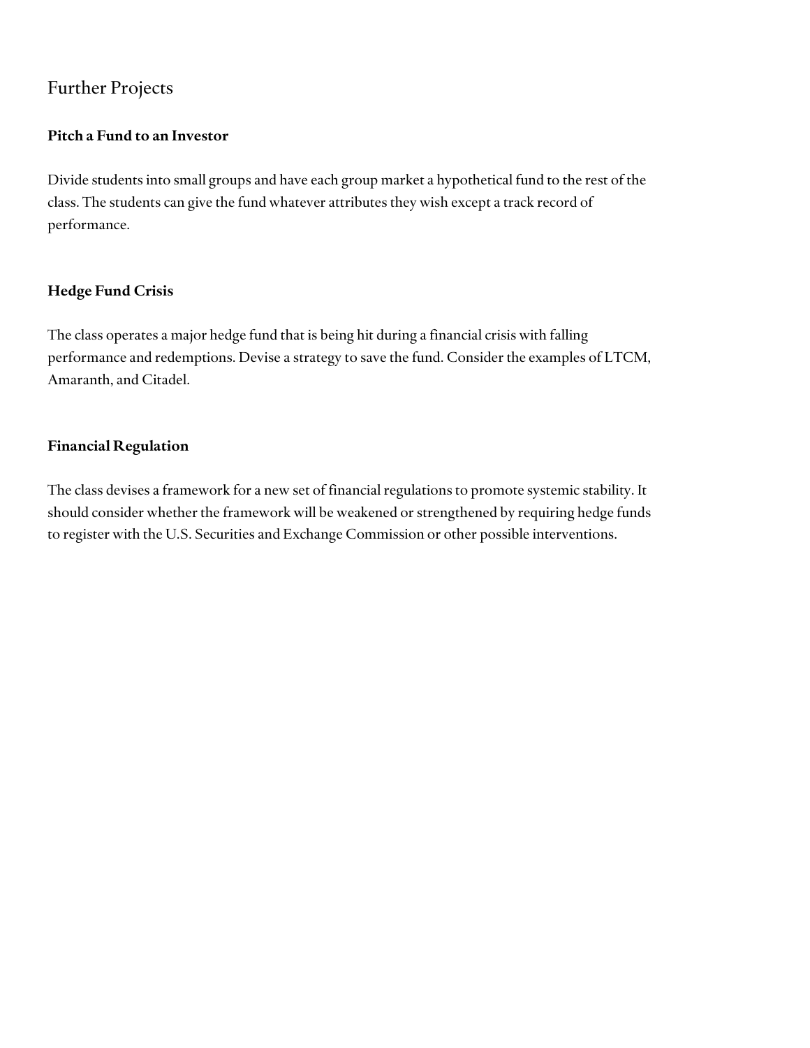## Further Projects

### Pitch a Fund to an Investor

Divide students into small groups and have each group market a hypothetical fund to the rest of the class. The students can give the fund whatever attributes they wish except a track record of performance.

### Hedge Fund Crisis

The class operates a major hedge fund that is being hit during a financial crisis with falling performance and redemptions. Devise a strategy to save the fund. Consider the examples of LTCM, Amaranth, and Citadel.

### Financial Regulation

The class devises a framework for a new set of financial regulations to promote systemic stability. It should consider whether the framework will be weakened or strengthened by requiring hedge funds to register with the U.S. Securities and Exchange Commission or other possible interventions.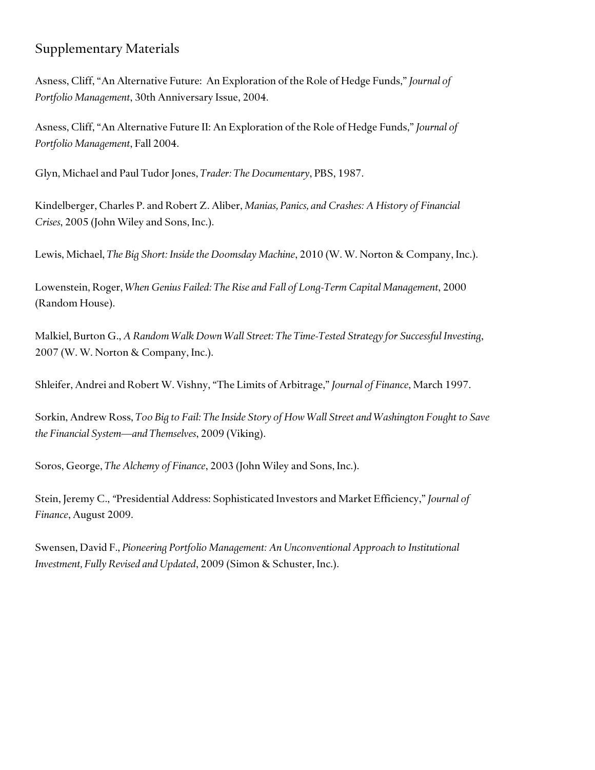## Supplementary Materials

Asness, Cliff, "An Alternative Future: An Exploration of the Role of Hedge Funds," *Journal of Portfolio Management*, 30th Anniversary Issue, 2004.

Asness, Cliff, "An Alternative Future II: An Exploration of the Role of Hedge Funds," *Journal of Portfolio Management*, Fall 2004.

Glyn, Michael and Paul Tudor Jones, *Trader: The Documentary*, PBS, 1987.

Kindelberger, Charles P. and Robert Z. Aliber, *Manias, Panics, and Crashes: A History of Financial Crises*, 2005 (John Wiley and Sons, Inc.).

Lewis, Michael, *The Big Short: Inside the Doomsday Machine*, 2010 (W. W. Norton & Company, Inc.).

Lowenstein, Roger, *When Genius Failed: The Rise and Fall of Long-Term Capital Management*, 2000 (Random House).

Malkiel, Burton G., *A Random Walk Down Wall Street: The Time-Tested Strategy for Successful Investing*, 2007 (W. W. Norton & Company, Inc.).

Shleifer, Andrei and Robert W. Vishny, "The Limits of Arbitrage," *Journal of Finance*, March 1997.

Sorkin, Andrew Ross, *Too Big to Fail: The Inside Story of How Wall Street and Washington Fought to Save the Financial System—and Themselves*, 2009 (Viking).

Soros, George, *The Alchemy of Finance*, 2003 (John Wiley and Sons, Inc.).

Stein, Jeremy C., "Presidential Address: Sophisticated Investors and Market Efficiency," *Journal of Finance*, August 2009.

Swensen, David F., *Pioneering Portfolio Management: An Unconventional Approach to Institutional Investment, Fully Revised and Updated*, 2009 (Simon & Schuster, Inc.).